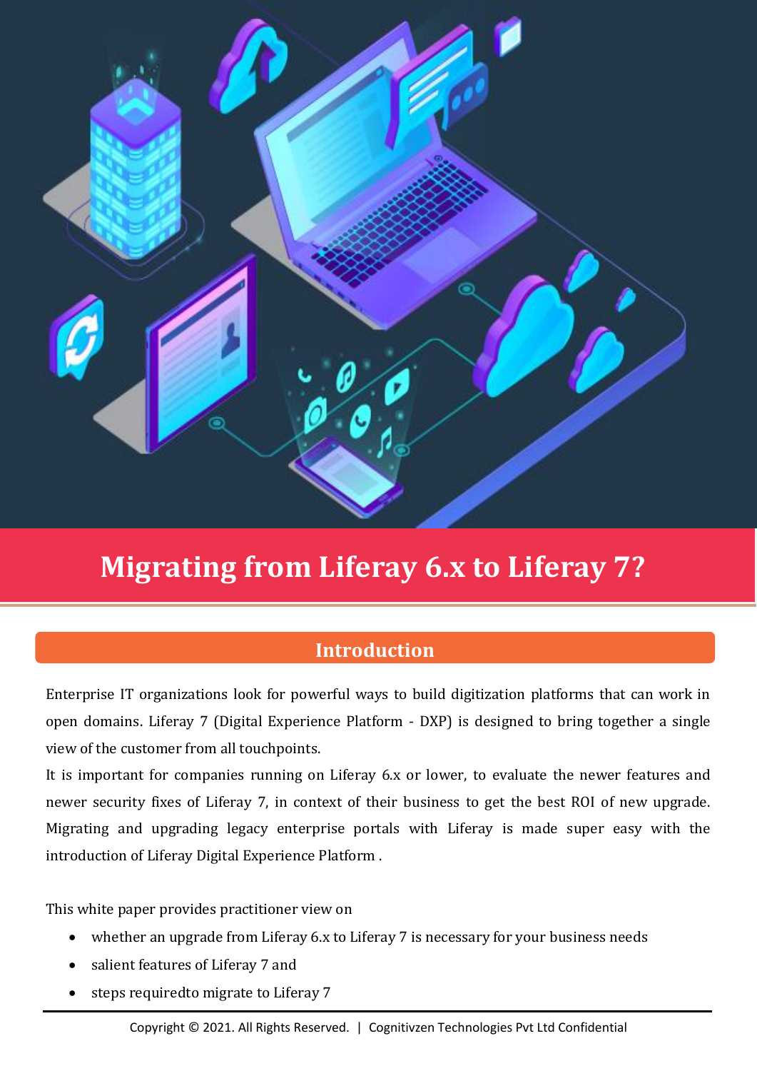# Migrating from Liferay 6.x to Liferay 7?

## Introduction

Enterprise IT organizations look for powerful ways to build digitization platforms that can work in open domains. Liferay 7 (Digital Experience Platform - DXP) is designed to bring together a single view of the customer from all touchpoints.

It is important for companies running on Liferay 6.x or lower, to evaluate the newer features and newer security fixes of Liferay 7, in context of their business to get the best ROI of new upgrade. Migrating and upgrading legacy enterprise portals with Liferay is made super easy with the introduction of Liferay Digital Experience Platform .

This white paper provides practitioner view on

- whether an upgrade from Liferay 6.x to Liferay 7 is necessary for your business needs
- salient features of Liferay 7 and
- steps requiredto migrate to Liferay 7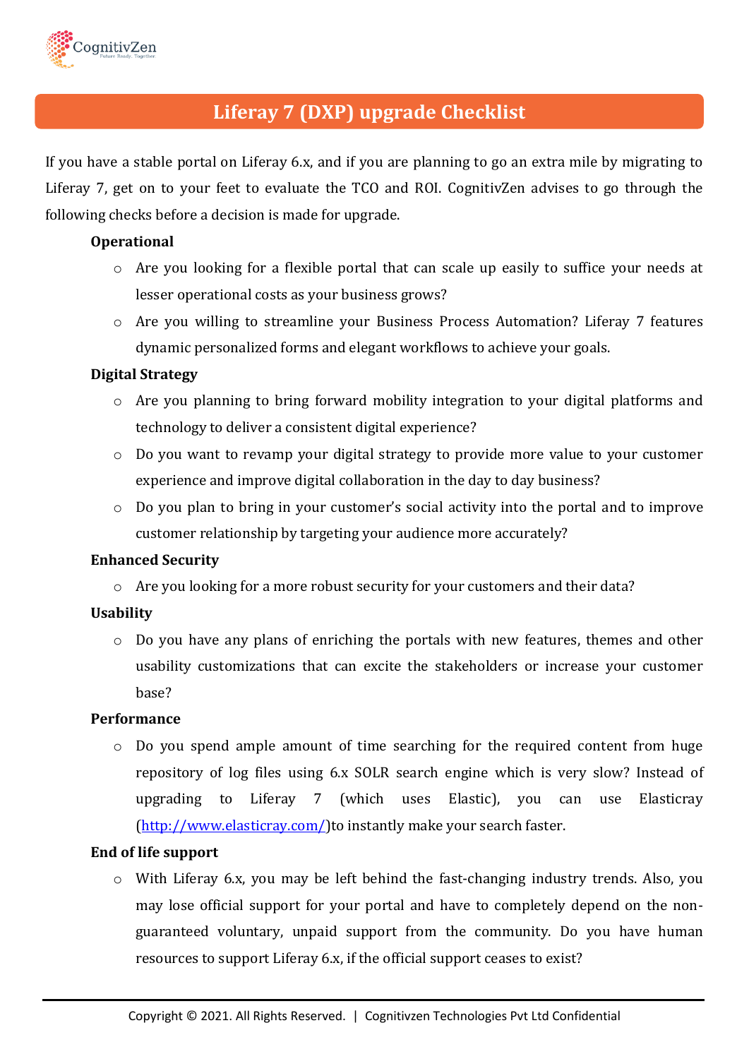# Liferay 7 (DXP) upgrade Checklist

If you have a stable portal on Liferay 6.x, and if you are planning to go an extra mile by migrating to Liferay 7, get on to your feet to evaluate the TCO and ROI. CognitivZen advises to go through the following checks before a decision is made for upgrade.

**Operational**

- Are you looking for a flexible portal that can scale up easily to suffice your needs at lesser operational costs as your business grows?
- Are you willing to streamline your Business Process Automation? Liferay 7 features dynamic personalized forms and elegant workflows to achieve your goals.

**Digital Strategy**

- Are you planning to bring forward mobility integration to your digital platforms and technology to deliver a consistent digital experience?
- Do you want to revamp your digital strategy to provide more value to your customer experience and improve digital collaboration in the day to day business?
- Do you plan to bring in your customer's social activity into the portal and to improve customer relationship by targeting your audience more accurately?

**Enhanced Security**

- Are you looking for a more robust security for your customers and their data?

**Usability**

- Do you have any plans of enriching the portals with new features, themes and other usability customizations that can excite the stakeholders or increase your customer base?

**Performance**

- Do you spend ample amount of time searching for the required content from huge repository of log files using 6.x SOLR search engine which is very slow? Instead of upgrading to Liferay 7 (which uses Elastic), you can use Elasticray ([http://www.elasticray.com/](http://www.elasticray.com/))to instantly make your search faster.

**End of life support**

- With Liferay 6.x, you may be left behind the fast-changing industry trends. Also, you may lose official support for your portal and have to completely depend on the non-guaranteed voluntary, unpaid support from the community. Do you have human resources to support Liferay 6.x, if the official support ceases to exist?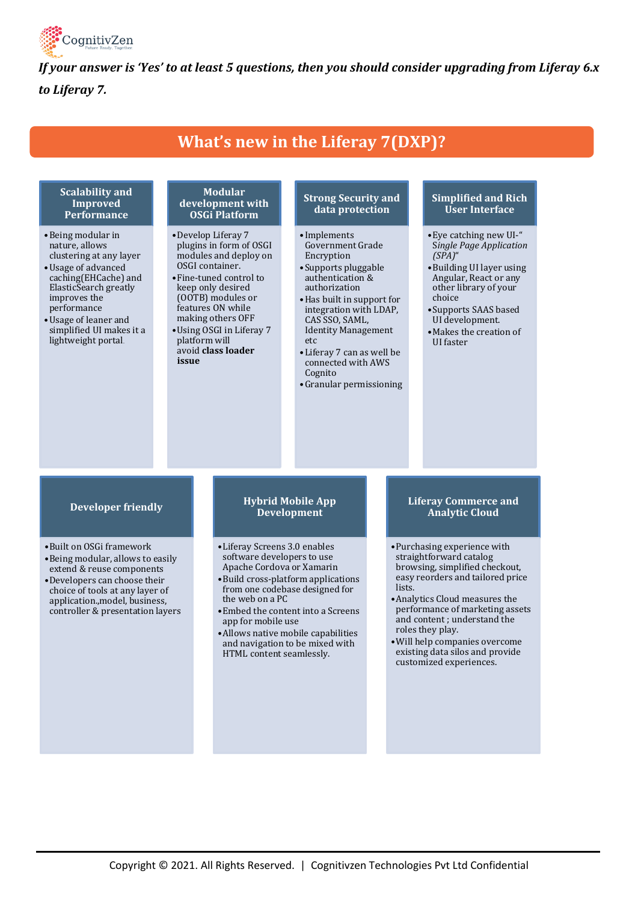*If your answer is 'Yes' to at least 5 questions, then you should consider upgrading from Liferay 6.x to Liferay 7.*

# What's new in the Liferay 7(DXP)?

### Scalability and Improved Performance

- Being modular in nature, allows clustering at any layer
- Usage of advanced caching(EHCache) and ElasticSearch greatly improves the performance
- Usage of leaner and simplified UI makes it a lightweight portal.

### Modular development with OSGi Platform

- Develop Liferay 7 plugins in form of OSGI modules and deploy on OSGI container.
- Fine-tuned control to keep only desired (OOTB) modules or features ON while making others OFF
- Using OSGI in Liferay 7 platform will avoid **class loader issue**

### Strong Security and data protection

- Implements Government Grade Encryption
- Supports pluggable authentication & authorization
- Has built in support for integration with LDAP, CAS SSO, SAML, Identity Management etc
- Liferay 7 can as well be connected with AWS Cognito
- Granular permissioning

### Simplified and Rich User Interface

- Eye catching new UI-"*Single Page Application (SPA)*"
- Building UI layer using Angular, React or any other library of your choice
- Supports SAAS based UI development.
- Makes the creation of UI faster

### Developer friendly

- Built on OSGi framework
- Being modular, allows to easily extend & reuse components
- Developers can choose their choice of tools at any layer of application.,model, business, controller & presentation layers

### Hybrid Mobile App Development

- Liferay Screens 3.0 enables software developers to use Apache Cordova or Xamarin
- Build cross-platform applications from one codebase designed for the web on a PC
- Embed the content into a Screens app for mobile use
- Allows native mobile capabilities and navigation to be mixed with HTML content seamlessly.

### Liferay Commerce and Analytic Cloud

- Purchasing experience with straightforward catalog browsing, simplified checkout, easy reorders and tailored price lists.
- Analytics Cloud measures the performance of marketing assets and content ; understand the roles they play.
- Will help companies overcome existing data silos and provide customized experiences.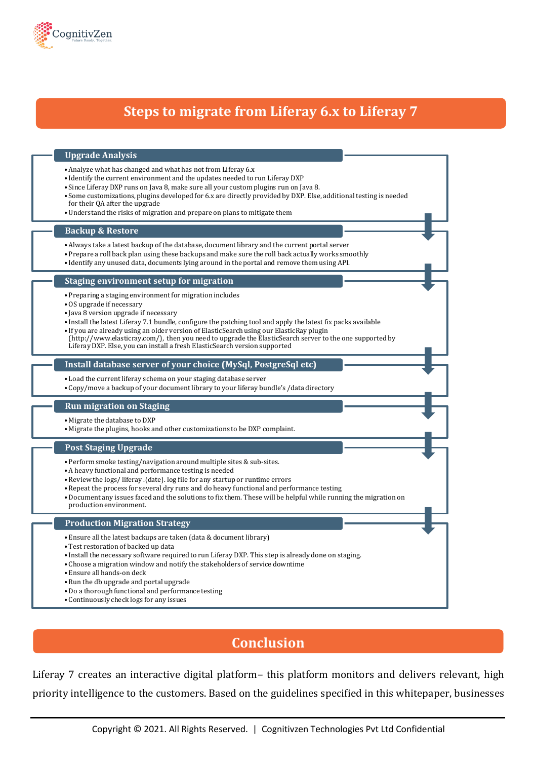## Steps to migrate from Liferay 6.x to Liferay 7

### Upgrade Analysis

- Analyze what has changed and what has not from Liferay 6.x
- Identify the current environment and the updates needed to run Liferay DXP
- Since Liferay DXP runs on Java 8, make sure all your custom plugins run on Java 8.
- Some customizations, plugins developed for 6.x are directly provided by DXP. Else, additional testing is needed for their QA after the upgrade
- Understand the risks of migration and prepare on plans to mitigate them

### Backup & Restore

- Always take a latest backup of the database, document library and the current portal server
- Prepare a roll back plan using these backups and make sure the roll back actually works smoothly
- Identify any unused data, documents lying around in the portal and remove them using API.

### Staging environment setup for migration

- Preparing a staging environment for migration includes
- OS upgrade if necessary
- Java 8 version upgrade if necessary
- Install the latest Liferay 7.1 bundle, configure the patching tool and apply the latest fix packs available
- If you are already using an older version of ElasticSearch using our ElasticRay plugin (http://www.elasticray.com/), then you need to upgrade the ElasticSearch server to the one supported by Liferay DXP. Else, you can install a fresh ElasticSearch version supported

### Install database server of your choice (MySql, PostgreSql etc)

- Load the current liferay schema on your staging database server
- Copy/move a backup of your document library to your liferay bundle's /data directory

### Run migration on Staging

- Migrate the database to DXP
- Migrate the plugins, hooks and other customizations to be DXP complaint.

### Post Staging Upgrade

- Perform smoke testing/navigation around multiple sites & sub-sites.
- A heavy functional and performance testing is needed
- Review the logs/ liferay .{date}. log file for any startup or runtime errors
- Repeat the process for several dry runs and do heavy functional and performance testing
- Document any issues faced and the solutions to fix them. These will be helpful while running the migration on production environment.

### Production Migration Strategy

- Ensure all the latest backups are taken (data & document library)
- Test restoration of backed up data
- Install the necessary software required to run Liferay DXP. This step is already done on staging.
- Choose a migration window and notify the stakeholders of service downtime
- Ensure all hands-on deck
- Run the db upgrade and portal upgrade
- Do a thorough functional and performance testing
- Continuously check logs for any issues

## Conclusion

Liferay 7 creates an interactive digital platform– this platform monitors and delivers relevant, high priority intelligence to the customers. Based on the guidelines specified in this whitepaper, businesses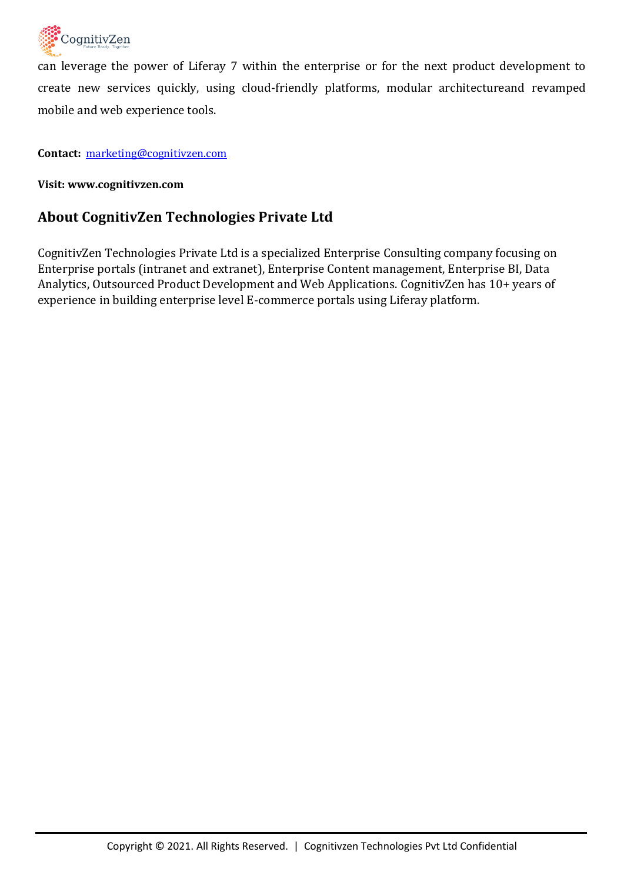can leverage the power of Liferay 7 within the enterprise or for the next product development to create new services quickly, using cloud-friendly platforms, modular architectureand revamped mobile and web experience tools.

**Contact:** marketing@cognitivzen.com

**Visit: www.cognitivzen.com**

## About CognitivZen Technologies Private Ltd

CognitivZen Technologies Private Ltd is a specialized Enterprise Consulting company focusing on Enterprise portals (intranet and extranet), Enterprise Content management, Enterprise BI, Data Analytics, Outsourced Product Development and Web Applications. CognitivZen has 10+ years of experience in building enterprise level E-commerce portals using Liferay platform.